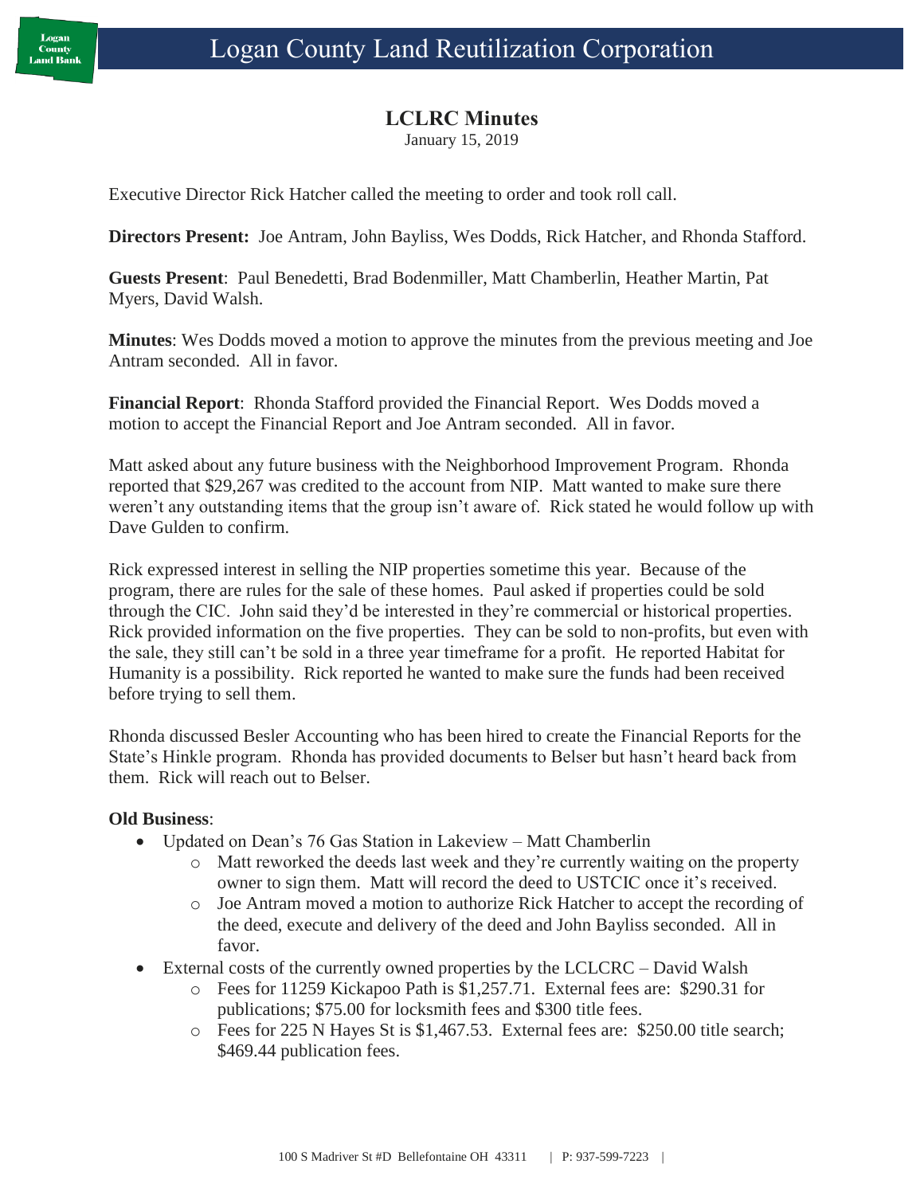# Logan County Land Reutilization Corporation

## LCLRC Minutes

January 15, 2019

Executive Director Rick Hatcher called the meeting to order and took roll call.

**Directors Present:** Joe Antram, John Bayliss, Wes Dodds, Rick Hatcher, and Rhonda Stafford.

**Guests Present**: Paul Benedetti, Brad Bodenmiller, Matt Chamberlin, Heather Martin, Pat Myers, David Walsh.

**Minutes**: Wes Dodds moved a motion to approve the minutes from the previous meeting and Joe Antram seconded. All in favor.

**Financial Report**: Rhonda Stafford provided the Financial Report. Wes Dodds moved a motion to accept the Financial Report and Joe Antram seconded. All in favor.

Matt asked about any future business with the Neighborhood Improvement Program. Rhonda reported that $29,267 was credited to the account from NIP. Matt wanted to make sure there weren't any outstanding items that the group isn't aware of. Rick stated he would follow up with Dave Gulden to confirm.

Rick expressed interest in selling the NIP properties sometime this year. Because of the program, there are rules for the sale of these homes. Paul asked if properties could be sold through the CIC. John said they'd be interested in they're commercial or historical properties. Rick provided information on the five properties. They can be sold to non-profits, but even with the sale, they still can't be sold in a three year timeframe for a profit. He reported Habitat for Humanity is a possibility. Rick reported he wanted to make sure the funds had been received before trying to sell them.

Rhonda discussed Besler Accounting who has been hired to create the Financial Reports for the State's Hinkle program. Rhonda has provided documents to Belser but hasn't heard back from them. Rick will reach out to Belser.

**Old Business**:

- Updated on Dean's 76 Gas Station in Lakeview – Matt Chamberlin
  - Matt reworked the deeds last week and they're currently waiting on the property owner to sign them. Matt will record the deed to USTCIC once it's received.
  - Joe Antram moved a motion to authorize Rick Hatcher to accept the recording of the deed, execute and delivery of the deed and John Bayliss seconded. All in favor.
- External costs of the currently owned properties by the LCLCRC – David Walsh
  - Fees for 11259 Kickapoo Path is $1,257.71. External fees are: $290.31 for publications; $75.00 for locksmith fees and $300 title fees.
  - Fees for 225 N Hayes St is $1,467.53. External fees are: $250.00 title search; $469.44 publication fees.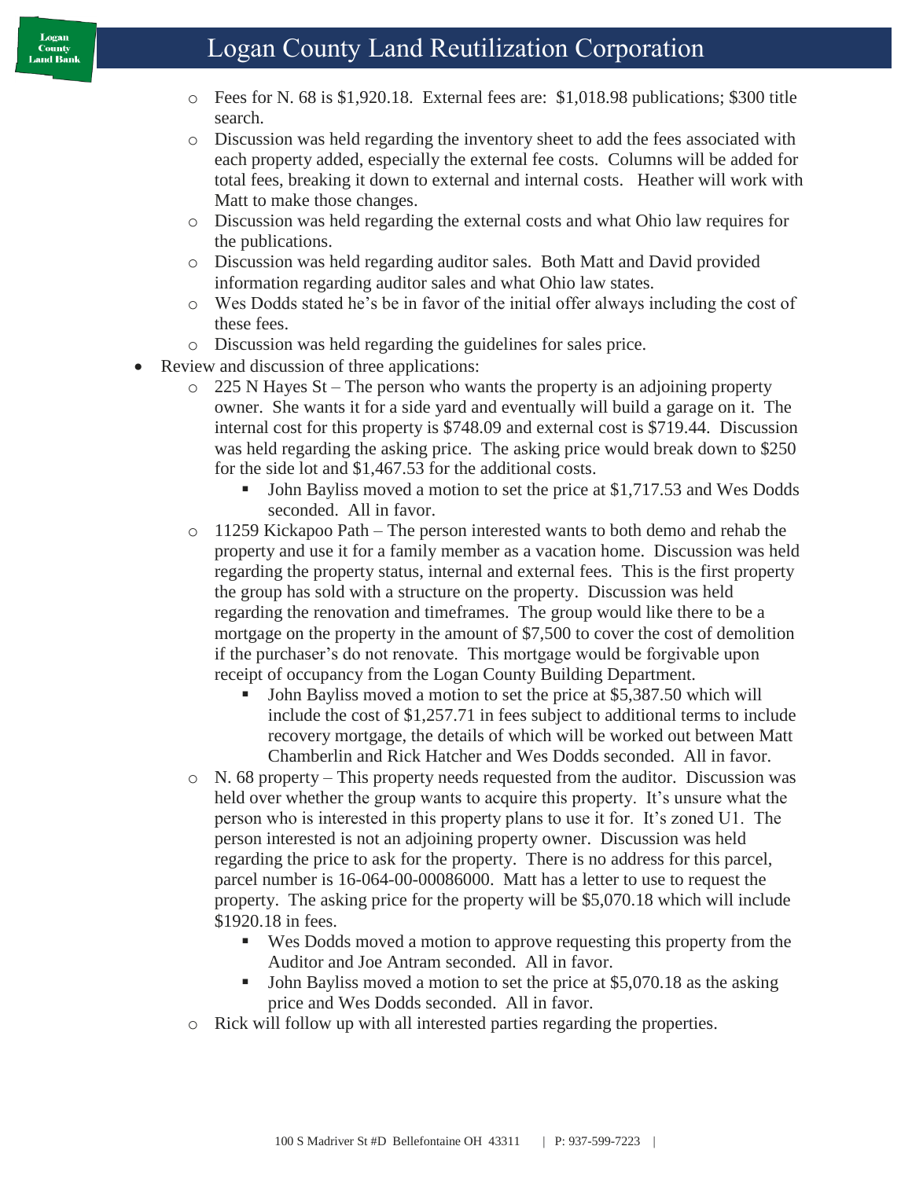- Fees for N. 68 is $1,920.18. External fees are: $1,018.98 publications; $300 title search.
  - Discussion was held regarding the inventory sheet to add the fees associated with each property added, especially the external fee costs. Columns will be added for total fees, breaking it down to external and internal costs. Heather will work with Matt to make those changes.
  - Discussion was held regarding the external costs and what Ohio law requires for the publications.
  - Discussion was held regarding auditor sales. Both Matt and David provided information regarding auditor sales and what Ohio law states.
  - Wes Dodds stated he's be in favor of the initial offer always including the cost of these fees.
  - Discussion was held regarding the guidelines for sales price.
- Review and discussion of three applications:
  - 225 N Hayes St – The person who wants the property is an adjoining property owner. She wants it for a side yard and eventually will build a garage on it. The internal cost for this property is $748.09 and external cost is $719.44. Discussion was held regarding the asking price. The asking price would break down to $250 for the side lot and $1,467.53 for the additional costs.
    - John Bayliss moved a motion to set the price at $1,717.53 and Wes Dodds seconded. All in favor.
  - 11259 Kickapoo Path – The person interested wants to both demo and rehab the property and use it for a family member as a vacation home. Discussion was held regarding the property status, internal and external fees. This is the first property the group has sold with a structure on the property. Discussion was held regarding the renovation and timeframes. The group would like there to be a mortgage on the property in the amount of $7,500 to cover the cost of demolition if the purchaser's do not renovate. This mortgage would be forgivable upon receipt of occupancy from the Logan County Building Department.
    - John Bayliss moved a motion to set the price at $5,387.50 which will include the cost of $1,257.71 in fees subject to additional terms to include recovery mortgage, the details of which will be worked out between Matt Chamberlin and Rick Hatcher and Wes Dodds seconded. All in favor.
  - N. 68 property – This property needs requested from the auditor. Discussion was held over whether the group wants to acquire this property. It's unsure what the person who is interested in this property plans to use it for. It's zoned U1. The person interested is not an adjoining property owner. Discussion was held regarding the price to ask for the property. There is no address for this parcel, parcel number is 16-064-00-00086000. Matt has a letter to use to request the property. The asking price for the property will be $5,070.18 which will include $1920.18 in fees.
    - Wes Dodds moved a motion to approve requesting this property from the Auditor and Joe Antram seconded. All in favor.
    - John Bayliss moved a motion to set the price at $5,070.18 as the asking price and Wes Dodds seconded. All in favor.
  - Rick will follow up with all interested parties regarding the properties.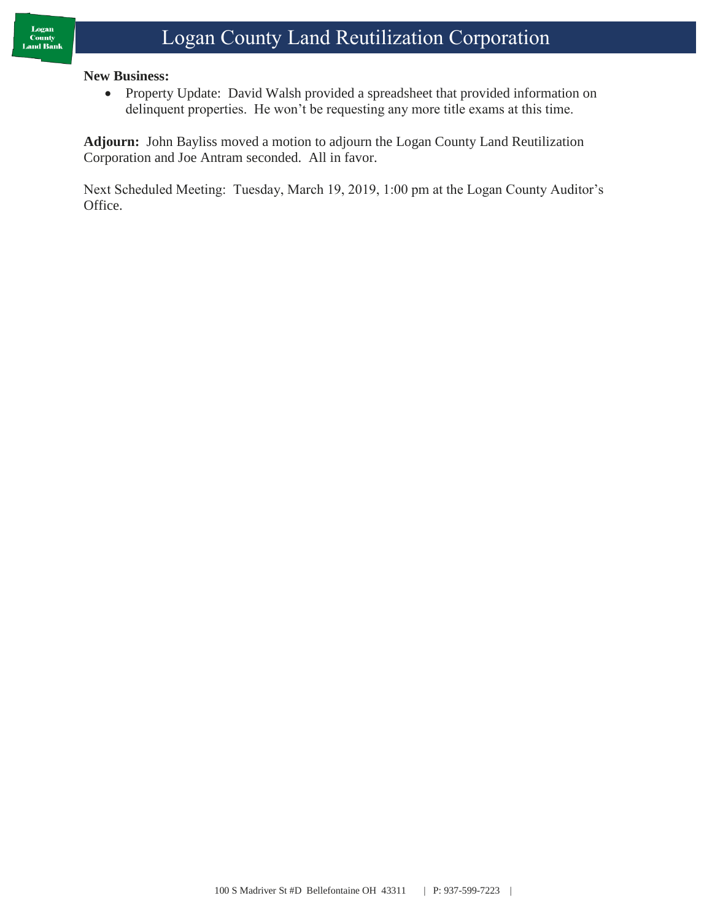**New Business:**

- Property Update: David Walsh provided a spreadsheet that provided information on delinquent properties. He won't be requesting any more title exams at this time.

**Adjourn:** John Bayliss moved a motion to adjourn the Logan County Land Reutilization Corporation and Joe Antram seconded. All in favor.

Next Scheduled Meeting: Tuesday, March 19, 2019, 1:00 pm at the Logan County Auditor's Office.